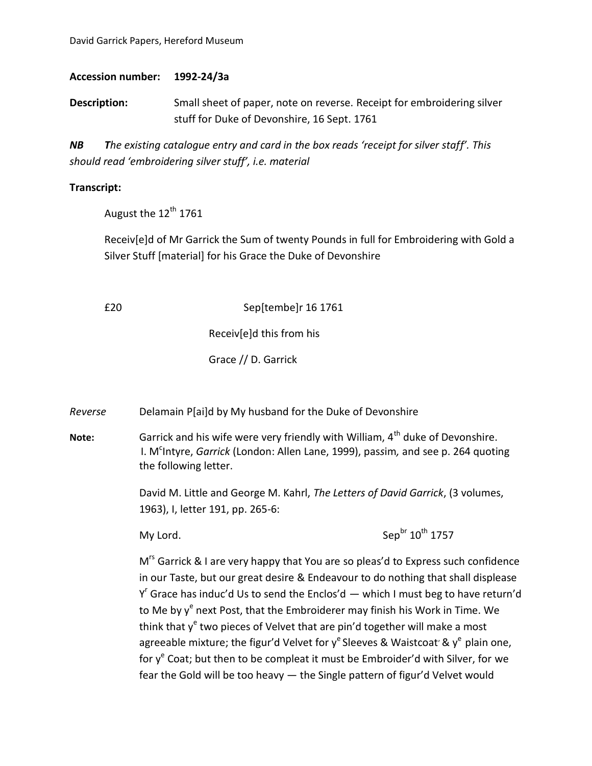**Accession number:** **1992-24/3a**

**Description:** Small sheet of paper, note on reverse. Receipt for embroidering silver stuff for Duke of Devonshire, 16 Sept. 1761

***NB*** ***T****he existing catalogue entry and card in the box reads 'receipt for silver staff'. This should read 'embroidering silver stuff', i.e. material*

**Transcript:**

> August the 12th 1761
>
> Receiv[e]d of Mr Garrick the Sum of twenty Pounds in full for Embroidering with Gold a Silver Stuff [material] for his Grace the Duke of Devonshire
>
> £20 Sep[tembe]r 16 1761
>
> Receiv[e]d this from his
>
> Grace // D. Garrick

*Reverse* Delamain P[ai]d by My husband for the Duke of Devonshire

**Note:** Garrick and his wife were very friendly with William, 4th duke of Devonshire. I. McIntyre, *Garrick* (London: Allen Lane, 1999), passim*,* and see p. 264 quoting the following letter.

David M. Little and George M. Kahrl, *The Letters of David Garrick*, (3 volumes, 1963), I, letter 191, pp. 265-6:

> My Lord. Sepbr 10th 1757
>
> Mrs Garrick & I are very happy that You are so pleas'd to Express such confidence in our Taste, but our great desire & Endeavour to do nothing that shall displease Yr Grace has induc'd Us to send the Enclos'd — which I must beg to have return'd to Me by ye next Post, that the Embroiderer may finish his Work in Time. We think that ye two pieces of Velvet that are pin'd together will make a most agreeable mixture; the figur'd Velvet for ye Sleeves & Waistcoat & ye plain one, for ye Coat; but then to be compleat it must be Embroider'd with Silver, for we fear the Gold will be too heavy — the Single pattern of figur'd Velvet would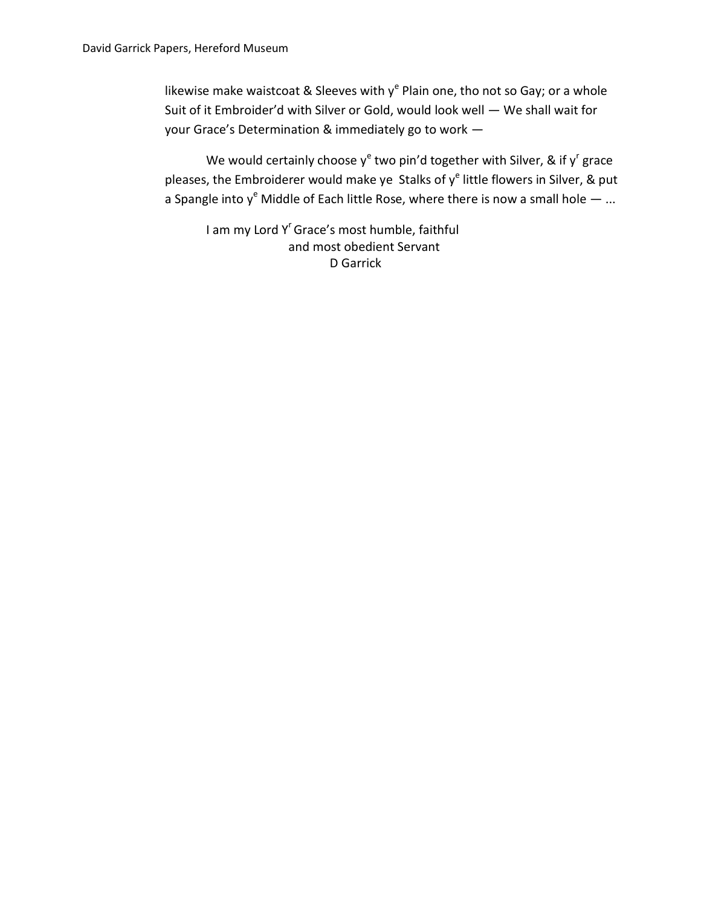likewise make waistcoat & Sleeves with y[e] Plain one, tho not so Gay; or a whole Suit of it Embroider'd with Silver or Gold, would look well — We shall wait for your Grace's Determination & immediately go to work —

We would certainly choose y[e] two pin'd together with Silver, & if y[r] grace pleases, the Embroiderer would make ye Stalks of y[e] little flowers in Silver, & put a Spangle into y[e] Middle of Each little Rose, where there is now a small hole — ...

I am my Lord Y[r] Grace's most humble, faithful
and most obedient Servant
D Garrick